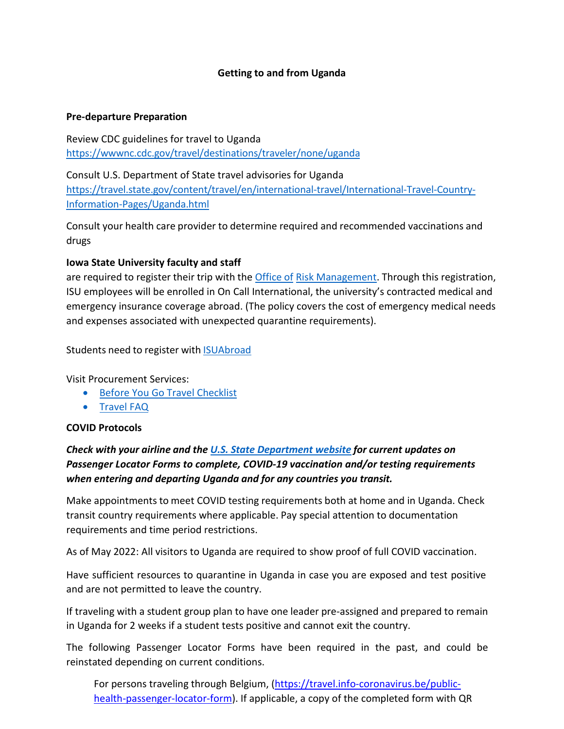# Getting to and from Uganda

## Pre-departure Preparation

Review CDC guidelines for travel to Uganda
https://wwwnc.cdc.gov/travel/destinations/traveler/none/uganda

Consult U.S. Department of State travel advisories for Uganda
https://travel.state.gov/content/travel/en/international-travel/International-Travel-Country-Information-Pages/Uganda.html

Consult your health care provider to determine required and recommended vaccinations and drugs

**Iowa State University faculty and staff**
are required to register their trip with the [Office of Risk Management](). Through this registration, ISU employees will be enrolled in On Call International, the university's contracted medical and emergency insurance coverage abroad. (The policy covers the cost of emergency medical needs and expenses associated with unexpected quarantine requirements).

Students need to register with [ISUAbroad]()

Visit Procurement Services:

- [Before You Go Travel Checklist]()
- [Travel FAQ]()

## COVID Protocols

***Check with your airline and the [U.S. State Department website]() for current updates on Passenger Locator Forms to complete, COVID-19 vaccination and/or testing requirements when entering and departing Uganda and for any countries you transit.***

Make appointments to meet COVID testing requirements both at home and in Uganda. Check transit country requirements where applicable. Pay special attention to documentation requirements and time period restrictions.

As of May 2022: All visitors to Uganda are required to show proof of full COVID vaccination.

Have sufficient resources to quarantine in Uganda in case you are exposed and test positive and are not permitted to leave the country.

If traveling with a student group plan to have one leader pre-assigned and prepared to remain in Uganda for 2 weeks if a student tests positive and cannot exit the country.

The following Passenger Locator Forms have been required in the past, and could be reinstated depending on current conditions.

> For persons traveling through Belgium, (https://travel.info-coronavirus.be/public-health-passenger-locator-form). If applicable, a copy of the completed form with QR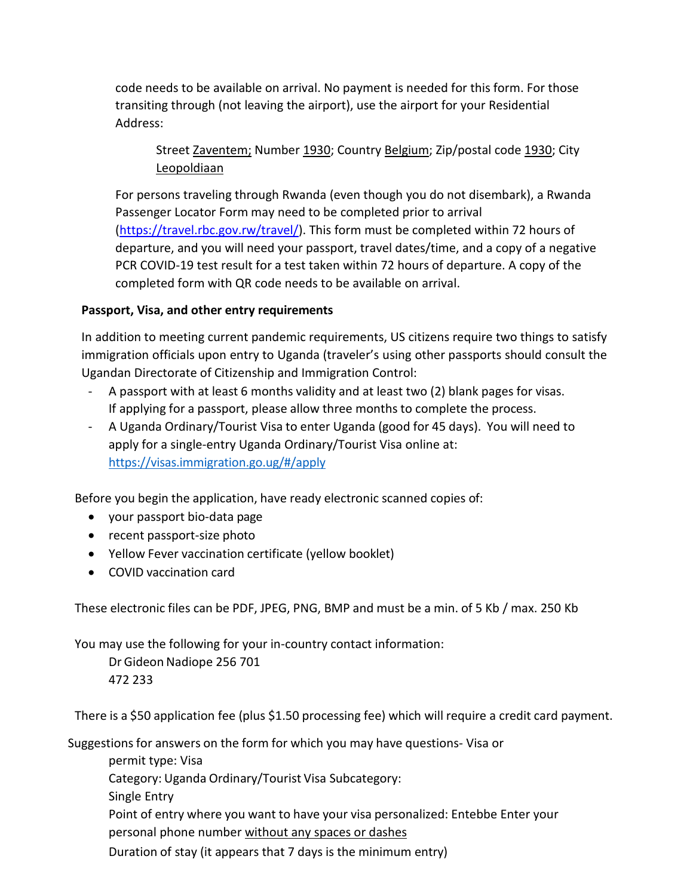code needs to be available on arrival. No payment is needed for this form. For those transiting through (not leaving the airport), use the airport for your Residential Address:

> Street Zaventem; Number 1930; Country Belgium; Zip/postal code 1930; City Leopoldiaan

For persons traveling through Rwanda (even though you do not disembark), a Rwanda Passenger Locator Form may need to be completed prior to arrival (https://travel.rbc.gov.rw/travel/). This form must be completed within 72 hours of departure, and you will need your passport, travel dates/time, and a copy of a negative PCR COVID-19 test result for a test taken within 72 hours of departure. A copy of the completed form with QR code needs to be available on arrival.

**Passport, Visa, and other entry requirements**

In addition to meeting current pandemic requirements, US citizens require two things to satisfy immigration officials upon entry to Uganda (traveler's using other passports should consult the Ugandan Directorate of Citizenship and Immigration Control:

- A passport with at least 6 months validity and at least two (2) blank pages for visas. If applying for a passport, please allow three months to complete the process.
- A Uganda Ordinary/Tourist Visa to enter Uganda (good for 45 days). You will need to apply for a single-entry Uganda Ordinary/Tourist Visa online at: https://visas.immigration.go.ug/#/apply

Before you begin the application, have ready electronic scanned copies of:

- your passport bio-data page
- recent passport-size photo
- Yellow Fever vaccination certificate (yellow booklet)
- COVID vaccination card

These electronic files can be PDF, JPEG, PNG, BMP and must be a min. of 5 Kb / max. 250 Kb

You may use the following for your in-country contact information:

Dr Gideon Nadiope 256 701 472 233

There is a $50 application fee (plus $1.50 processing fee) which will require a credit card payment.

Suggestions for answers on the form for which you may have questions- Visa or permit type: Visa

Category: Uganda Ordinary/Tourist Visa Subcategory: Single Entry

Point of entry where you want to have your visa personalized: Entebbe Enter your personal phone number without any spaces or dashes

Duration of stay (it appears that 7 days is the minimum entry)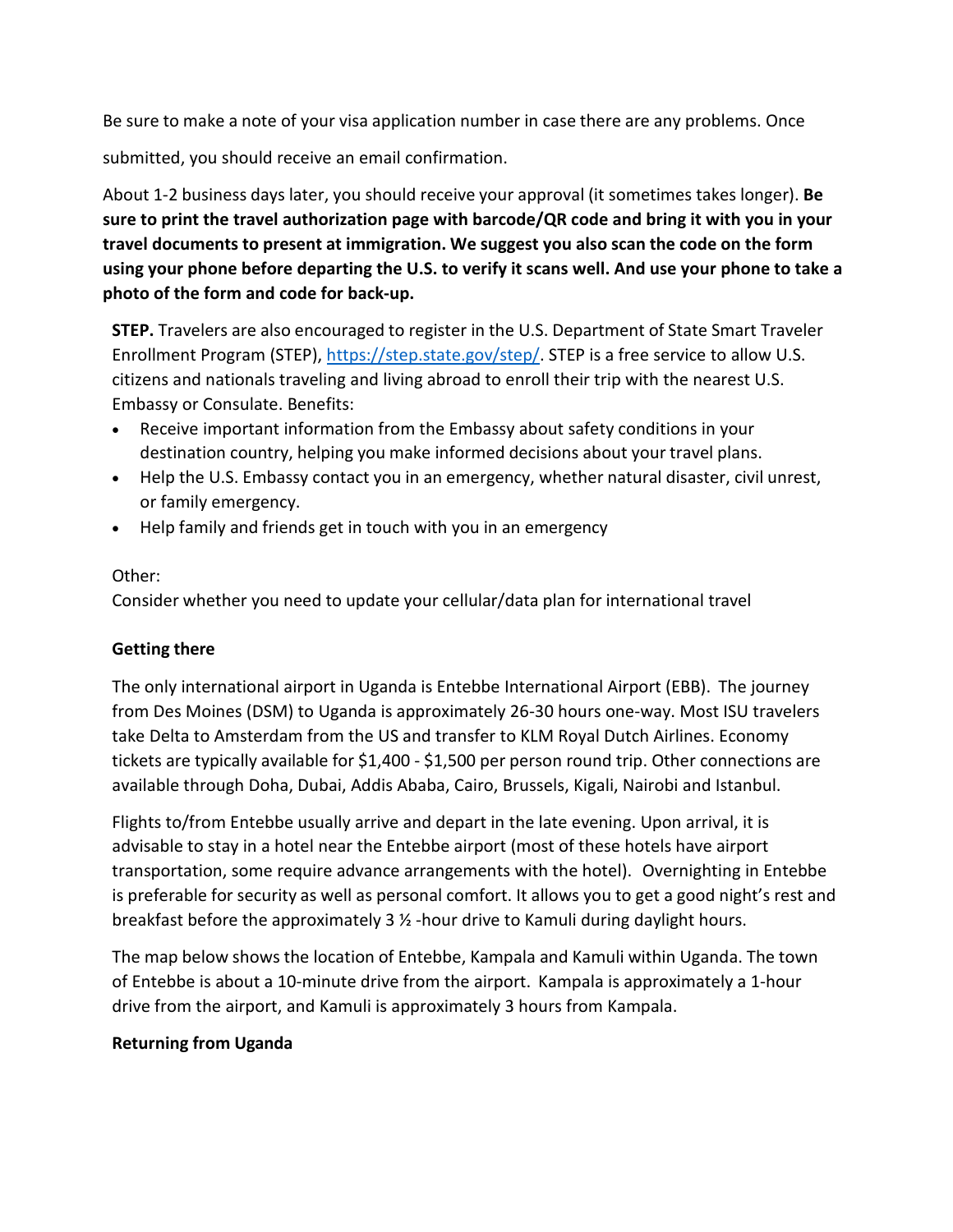Be sure to make a note of your visa application number in case there are any problems. Once submitted, you should receive an email confirmation.

About 1-2 business days later, you should receive your approval (it sometimes takes longer). **Be sure to print the travel authorization page with barcode/QR code and bring it with you in your travel documents to present at immigration. We suggest you also scan the code on the form using your phone before departing the U.S. to verify it scans well. And use your phone to take a photo of the form and code for back-up.**

**STEP.** Travelers are also encouraged to register in the U.S. Department of State Smart Traveler Enrollment Program (STEP), [https://step.state.gov/step/](https://step.state.gov/step/). STEP is a free service to allow U.S. citizens and nationals traveling and living abroad to enroll their trip with the nearest U.S. Embassy or Consulate. Benefits:

- Receive important information from the Embassy about safety conditions in your destination country, helping you make informed decisions about your travel plans.
- Help the U.S. Embassy contact you in an emergency, whether natural disaster, civil unrest, or family emergency.
- Help family and friends get in touch with you in an emergency

Other:
Consider whether you need to update your cellular/data plan for international travel

**Getting there**

The only international airport in Uganda is Entebbe International Airport (EBB). The journey from Des Moines (DSM) to Uganda is approximately 26-30 hours one-way. Most ISU travelers take Delta to Amsterdam from the US and transfer to KLM Royal Dutch Airlines. Economy tickets are typically available for $1,400 - $1,500 per person round trip. Other connections are available through Doha, Dubai, Addis Ababa, Cairo, Brussels, Kigali, Nairobi and Istanbul.

Flights to/from Entebbe usually arrive and depart in the late evening. Upon arrival, it is advisable to stay in a hotel near the Entebbe airport (most of these hotels have airport transportation, some require advance arrangements with the hotel). Overnighting in Entebbe is preferable for security as well as personal comfort. It allows you to get a good night's rest and breakfast before the approximately 3 ½ -hour drive to Kamuli during daylight hours.

The map below shows the location of Entebbe, Kampala and Kamuli within Uganda. The town of Entebbe is about a 10-minute drive from the airport. Kampala is approximately a 1-hour drive from the airport, and Kamuli is approximately 3 hours from Kampala.

**Returning from Uganda**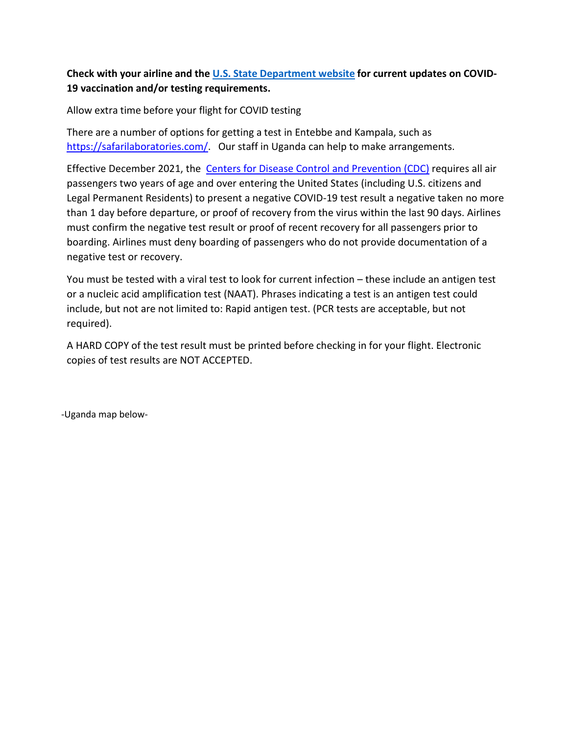**Check with your airline and the [U.S. State Department website](#) for current updates on COVID-19 vaccination and/or testing requirements.**

Allow extra time before your flight for COVID testing

There are a number of options for getting a test in Entebbe and Kampala, such as [https://safarilaboratories.com/](https://safarilaboratories.com/). Our staff in Uganda can help to make arrangements.

Effective December 2021, the [Centers for Disease Control and Prevention (CDC)](#) requires all air passengers two years of age and over entering the United States (including U.S. citizens and Legal Permanent Residents) to present a negative COVID-19 test result a negative taken no more than 1 day before departure, or proof of recovery from the virus within the last 90 days. Airlines must confirm the negative test result or proof of recent recovery for all passengers prior to boarding. Airlines must deny boarding of passengers who do not provide documentation of a negative test or recovery.

You must be tested with a viral test to look for current infection – these include an antigen test or a nucleic acid amplification test (NAAT). Phrases indicating a test is an antigen test could include, but not are not limited to: Rapid antigen test. (PCR tests are acceptable, but not required).

A HARD COPY of the test result must be printed before checking in for your flight. Electronic copies of test results are NOT ACCEPTED.

-Uganda map below-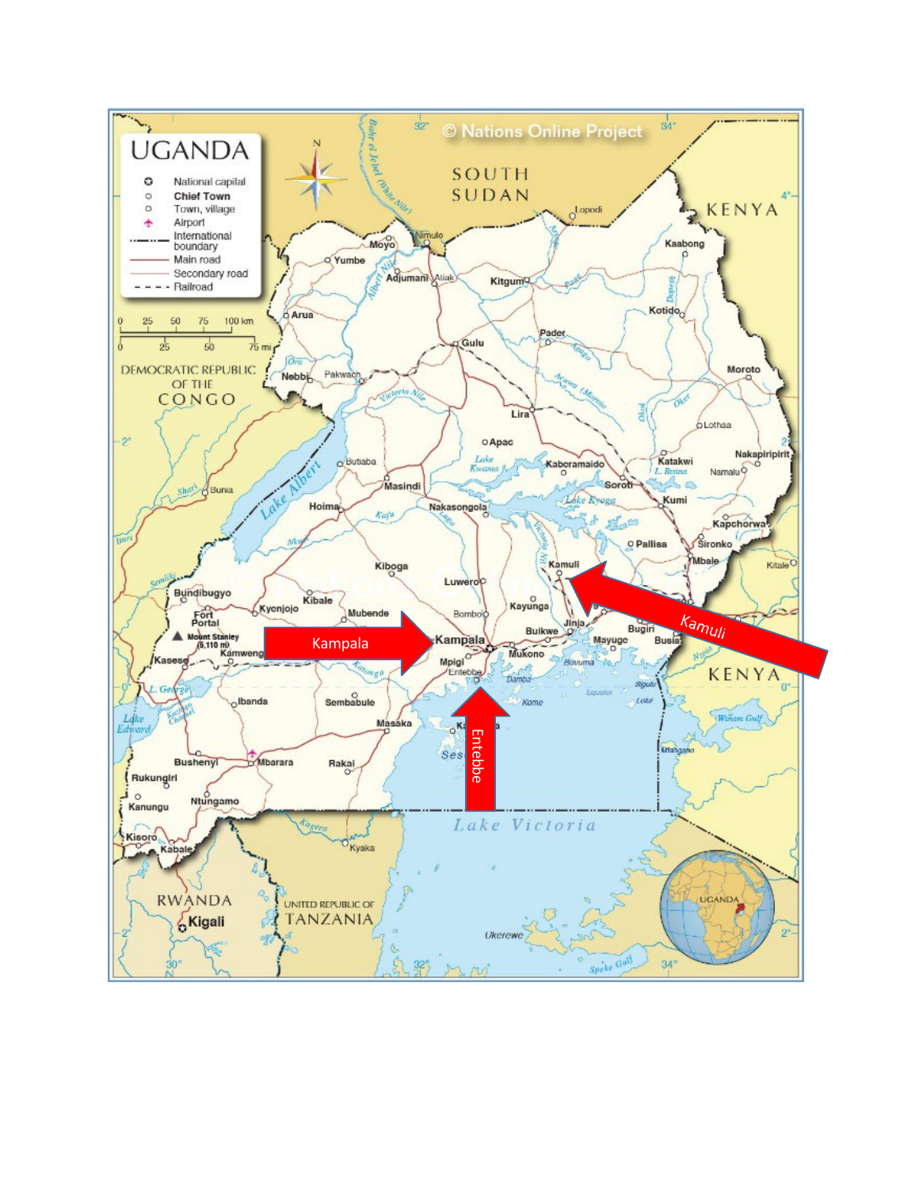UGANDA

National capital
Chief Town
Town, village
Airport
International boundary
Main road
Secondary road
Railroad

0 25 50 75 100 km
0 25 50 75 mi

© Nations Online Project

SOUTH SUDAN

KENYA

DEMOCRATIC REPUBLIC OF THE CONGO

RWANDA

UNITED REPUBLIC OF TANZANIA

Lake Victoria

Lake Albert

Lake Kyoga

Kampala

Entebbe

Kamuli